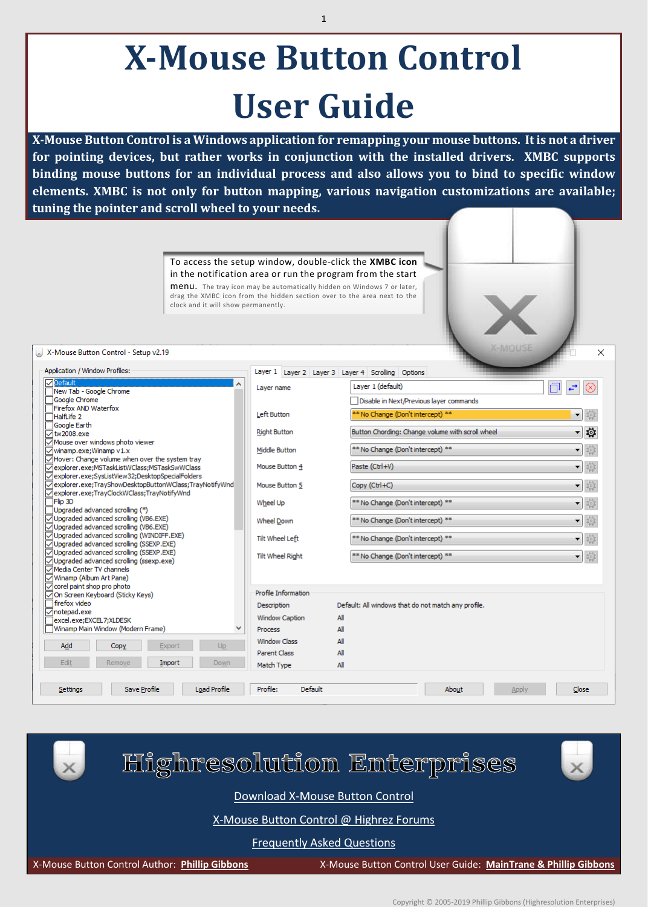# X-Mouse Button Control User Guide

**X-Mouse Button Control is a Windows application for remapping your mouse buttons. It is not a driver for pointing devices, but rather works in conjunction with the installed drivers. XMBC supports binding mouse buttons for an individual process and also allows you to bind to specific window elements. XMBC is not only for button mapping, various navigation customizations are available; tuning the pointer and scroll wheel to your needs.**

To access the setup window, double-click the **XMBC icon** in the notification area or run the program from the start menu. The tray icon may be automatically hidden on Windows 7 or later, drag the XMBC icon from the hidden section over to the area next to the clock and it will show permanently.

## Highresolution Enterprises

Download X-Mouse Button Control

X-Mouse Button Control @ Highrez Forums

Frequently Asked Questions

X-Mouse Button Control Author: **Phillip Gibbons**

X-Mouse Button Control User Guide: **MainTrane & Phillip Gibbons**

Copyright © 2005-2019 Phillip Gibbons (Highresolution Enterprises)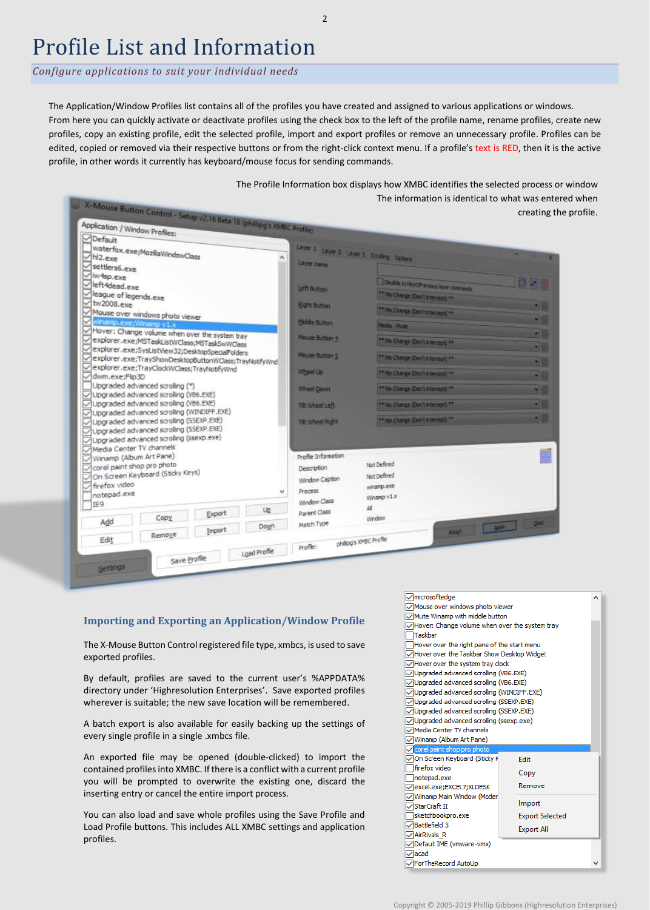# Profile List and Information

*Configure applications to suit your individual needs*

The Application/Window Profiles list contains all of the profiles you have created and assigned to various applications or windows. From here you can quickly activate or deactivate profiles using the check box to the left of the profile name, rename profiles, create new profiles, copy an existing profile, edit the selected profile, import and export profiles or remove an unnecessary profile. Profiles can be edited, copied or removed via their respective buttons or from the right-click context menu. If a profile's text is RED, then it is the active profile, in other words it currently has keyboard/mouse focus for sending commands.

The Profile Information box displays how XMBC identifies the selected process or window The information is identical to what was entered when creating the profile.

### Importing and Exporting an Application/Window Profile

The X-Mouse Button Control registered file type, xmbcs, is used to save exported profiles.

By default, profiles are saved to the current user's %APPDATA% directory under 'Highresolution Enterprises'. Save exported profiles wherever is suitable; the new save location will be remembered.

A batch export is also available for easily backing up the settings of every single profile in a single .xmbcs file.

An exported file may be opened (double-clicked) to import the contained profiles into XMBC. If there is a conflict with a current profile you will be prompted to overwrite the existing one, discard the inserting entry or cancel the entire import process.

You can also load and save whole profiles using the Save Profile and Load Profile buttons. This includes ALL XMBC settings and application profiles.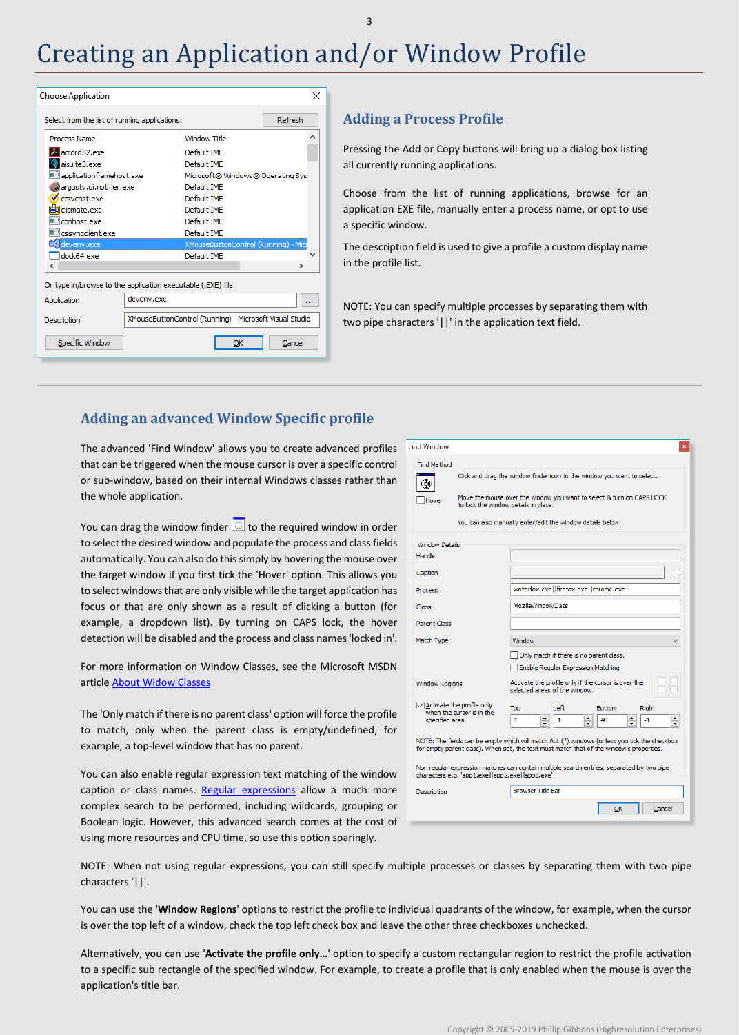# Creating an Application and/or Window Profile

## Adding a Process Profile

Pressing the Add or Copy buttons will bring up a dialog box listing all currently running applications.

Choose from the list of running applications, browse for an application EXE file, manually enter a process name, or opt to use a specific window.

The description field is used to give a profile a custom display name in the profile list.

NOTE: You can specify multiple processes by separating them with two pipe characters '||' in the application text field.

## Adding an advanced Window Specific profile

The advanced 'Find Window' allows you to create advanced profiles that can be triggered when the mouse cursor is over a specific control or sub-window, based on their internal Windows classes rather than the whole application.

You can drag the window finder to the required window in order to select the desired window and populate the process and class fields automatically. You can also do this simply by hovering the mouse over the target window if you first tick the 'Hover' option. This allows you to select windows that are only visible while the target application has focus or that are only shown as a result of clicking a button (for example, a dropdown list). By turning on CAPS lock, the hover detection will be disabled and the process and class names 'locked in'.

For more information on Window Classes, see the Microsoft MSDN article [About Widow Classes]

The 'Only match if there is no parent class' option will force the profile to match, only when the parent class is empty/undefined, for example, a top-level window that has no parent.

You can also enable regular expression text matching of the window caption or class names. [Regular expressions] allow a much more complex search to be performed, including wildcards, grouping or Boolean logic. However, this advanced search comes at the cost of using more resources and CPU time, so use this option sparingly.

NOTE: When not using regular expressions, you can still specify multiple processes or classes by separating them with two pipe characters '||'.

You can use the '**Window Regions**' options to restrict the profile to individual quadrants of the window, for example, when the cursor is over the top left of a window, check the top left check box and leave the other three checkboxes unchecked.

Alternatively, you can use '**Activate the profile only…**' option to specify a custom rectangular region to restrict the profile activation to a specific sub rectangle of the specified window. For example, to create a profile that is only enabled when the mouse is over the application's title bar.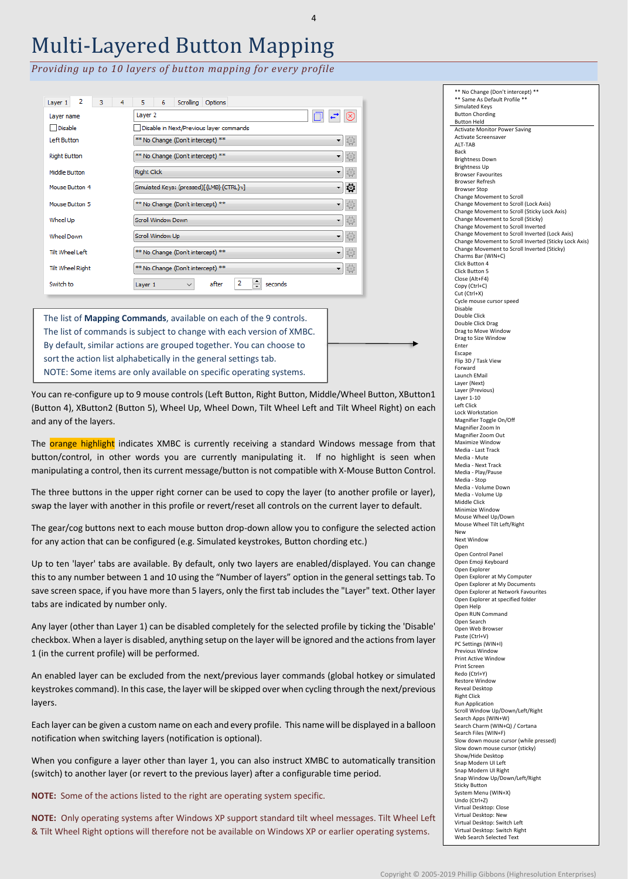# Multi-Layered Button Mapping

*Providing up to 10 layers of button mapping for every profile*

| Layer 1 | 2 | 3 | 4 | 5 | 6 | Scrolling | Options |
|---|---|---|---|---|---|---|---|

| Control | Setting |
|---|---|
| Layer name | Layer 2 |
| Disable | Disable in Next/Previous layer commands |
| Left Button | ** No Change (Don't intercept) ** |
| Right Button | ** No Change (Don't intercept) ** |
| Middle Button | Right Click |
| Mouse Button 4 | Simulated Keys: (pressed)[{LMB}{CTRL}v] |
| Mouse Button 5 | ** No Change (Don't intercept) ** |
| Wheel Up | Scroll Window Down |
| Wheel Down | Scroll Window Up |
| Tilt Wheel Left | ** No Change (Don't intercept) ** |
| Tilt Wheel Right | ** No Change (Don't intercept) ** |
| Switch to | Layer 1 after 2 seconds |

The list of **Mapping Commands**, available on each of the 9 controls. The list of commands is subject to change with each version of XMBC. By default, similar actions are grouped together. You can choose to sort the action list alphabetically in the general settings tab.
NOTE: Some items are only available on specific operating systems.

- ** No Change (Don't intercept) **
- ** Same As Default Profile **
- Simulated Keys
- Button Chording
- Button Held

---

- Activate Monitor Power Saving
- Activate Screensaver
- ALT-TAB
- Back
- Brightness Down
- Brightness Up
- Browser Favourites
- Browser Refresh
- Browser Stop
- Change Movement to Scroll
- Change Movement to Scroll (Lock Axis)
- Change Movement to Scroll (Sticky Lock Axis)
- Change Movement to Scroll (Sticky)
- Change Movement to Scroll Inverted
- Change Movement to Scroll Inverted (Lock Axis)
- Change Movement to Scroll Inverted (Sticky Lock Axis)
- Change Movement to Scroll Inverted (Sticky)
- Charms Bar (WIN+C)
- Click Button 4
- Click Button 5
- Close (Alt+F4)
- Copy (Ctrl+C)
- Cut (Ctrl+X)
- Cycle mouse cursor speed
- Disable
- Double Click
- Double Click Drag
- Drag to Move Window
- Drag to Size Window
- Enter
- Escape
- Flip 3D / Task View
- Forward
- Launch EMail
- Layer (Next)
- Layer (Previous)
- Layer 1-10
- Left Click
- Lock Workstation
- Magnifier Toggle On/Off
- Magnifier Zoom In
- Magnifier Zoom Out
- Maximize Window
- Media - Last Track
- Media - Mute
- Media - Next Track
- Media - Play/Pause
- Media - Stop
- Media - Volume Down
- Media - Volume Up
- Middle Click
- Minimize Window
- Mouse Wheel Up/Down
- Mouse Wheel Tilt Left/Right
- New
- Next Window
- Open
- Open Control Panel
- Open Emoji Keyboard
- Open Explorer
- Open Explorer at My Computer
- Open Explorer at My Documents
- Open Explorer at Network Favourites
- Open Explorer at specified folder
- Open Help
- Open RUN Command
- Open Search
- Open Web Browser
- Paste (Ctrl+V)
- PC Settings (WIN+I)
- Previous Window
- Print Active Window
- Print Screen
- Redo (Ctrl+Y)
- Restore Window
- Reveal Desktop
- Right Click
- Run Application
- Scroll Window Up/Down/Left/Right
- Search Apps (WIN+W)
- Search Charm (WIN+Q) / Cortana
- Search Files (WIN+F)
- Slow down mouse cursor (while pressed)
- Slow down mouse cursor (sticky)
- Show/Hide Desktop
- Snap Modern UI Left
- Snap Modern UI Right
- Snap Window Up/Down/Left/Right
- Sticky Button
- System Menu (WIN+X)
- Undo (Ctrl+Z)
- Virtual Desktop: Close
- Virtual Desktop: New
- Virtual Desktop: Switch Left
- Virtual Desktop: Switch Right
- Web Search Selected Text

You can re-configure up to 9 mouse controls (Left Button, Right Button, Middle/Wheel Button, XButton1 (Button 4), XButton2 (Button 5), Wheel Up, Wheel Down, Tilt Wheel Left and Tilt Wheel Right) on each and any of the layers.

The orange highlight indicates XMBC is currently receiving a standard Windows message from that button/control, in other words you are currently manipulating it. If no highlight is seen when manipulating a control, then its current message/button is not compatible with X-Mouse Button Control.

The three buttons in the upper right corner can be used to copy the layer (to another profile or layer), swap the layer with another in this profile or revert/reset all controls on the current layer to default.

The gear/cog buttons next to each mouse button drop-down allow you to configure the selected action for any action that can be configured (e.g. Simulated keystrokes, Button chording etc.)

Up to ten 'layer' tabs are available. By default, only two layers are enabled/displayed. You can change this to any number between 1 and 10 using the "Number of layers" option in the general settings tab. To save screen space, if you have more than 5 layers, only the first tab includes the "Layer" text. Other layer tabs are indicated by number only.

Any layer (other than Layer 1) can be disabled completely for the selected profile by ticking the 'Disable' checkbox. When a layer is disabled, anything setup on the layer will be ignored and the actions from layer 1 (in the current profile) will be performed.

An enabled layer can be excluded from the next/previous layer commands (global hotkey or simulated keystrokes command). In this case, the layer will be skipped over when cycling through the next/previous layers.

Each layer can be given a custom name on each and every profile. This name will be displayed in a balloon notification when switching layers (notification is optional).

When you configure a layer other than layer 1, you can also instruct XMBC to automatically transition (switch) to another layer (or revert to the previous layer) after a configurable time period.

**NOTE:** Some of the actions listed to the right are operating system specific.

**NOTE:** Only operating systems after Windows XP support standard tilt wheel messages. Tilt Wheel Left & Tilt Wheel Right options will therefore not be available on Windows XP or earlier operating systems.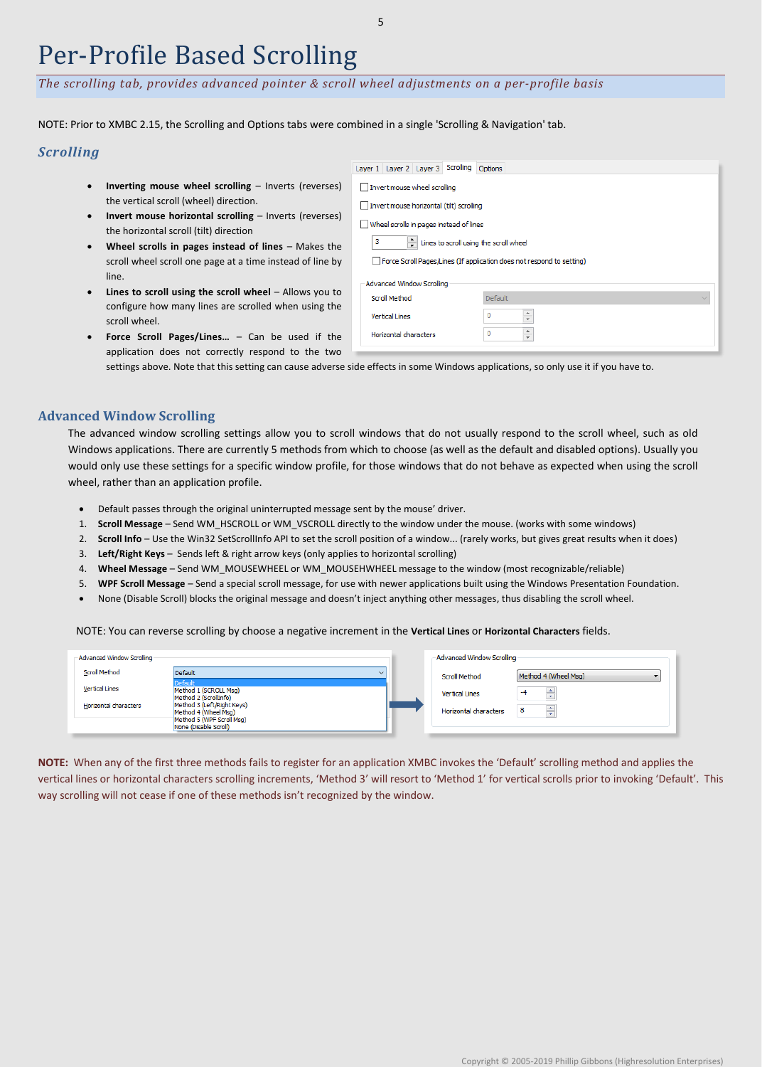# Per-Profile Based Scrolling

*The scrolling tab, provides advanced pointer & scroll wheel adjustments on a per-profile basis*

NOTE: Prior to XMBC 2.15, the Scrolling and Options tabs were combined in a single 'Scrolling & Navigation' tab.

## Scrolling

- **Inverting mouse wheel scrolling** – Inverts (reverses) the vertical scroll (wheel) direction.
- **Invert mouse horizontal scrolling** – Inverts (reverses) the horizontal scroll (tilt) direction
- **Wheel scrolls in pages instead of lines** – Makes the scroll wheel scroll one page at a time instead of line by line.
- **Lines to scroll using the scroll wheel** – Allows you to configure how many lines are scrolled when using the scroll wheel.
- **Force Scroll Pages/Lines...** – Can be used if the application does not correctly respond to the two settings above. Note that this setting can cause adverse side effects in some Windows applications, so only use it if you have to.

## Advanced Window Scrolling

The advanced window scrolling settings allow you to scroll windows that do not usually respond to the scroll wheel, such as old Windows applications. There are currently 5 methods from which to choose (as well as the default and disabled options). Usually you would only use these settings for a specific window profile, for those windows that do not behave as expected when using the scroll wheel, rather than an application profile.

- Default passes through the original uninterrupted message sent by the mouse' driver.

1. **Scroll Message** – Send WM_HSCROLL or WM_VSCROLL directly to the window under the mouse. (works with some windows)
2. **Scroll Info** – Use the Win32 SetScrollInfo API to set the scroll position of a window... (rarely works, but gives great results when it does)
3. **Left/Right Keys** – Sends left & right arrow keys (only applies to horizontal scrolling)
4. **Wheel Message** – Send WM_MOUSEWHEEL or WM_MOUSEHWHEEL message to the window (most recognizable/reliable)
5. **WPF Scroll Message** – Send a special scroll message, for use with newer applications built using the Windows Presentation Foundation.

- None (Disable Scroll) blocks the original message and doesn't inject anything other messages, thus disabling the scroll wheel.

NOTE: You can reverse scrolling by choose a negative increment in the **Vertical Lines** or **Horizontal Characters** fields.

**NOTE:** When any of the first three methods fails to register for an application XMBC invokes the 'Default' scrolling method and applies the vertical lines or horizontal characters scrolling increments, 'Method 3' will resort to 'Method 1' for vertical scrolls prior to invoking 'Default'. This way scrolling will not cease if one of these methods isn't recognized by the window.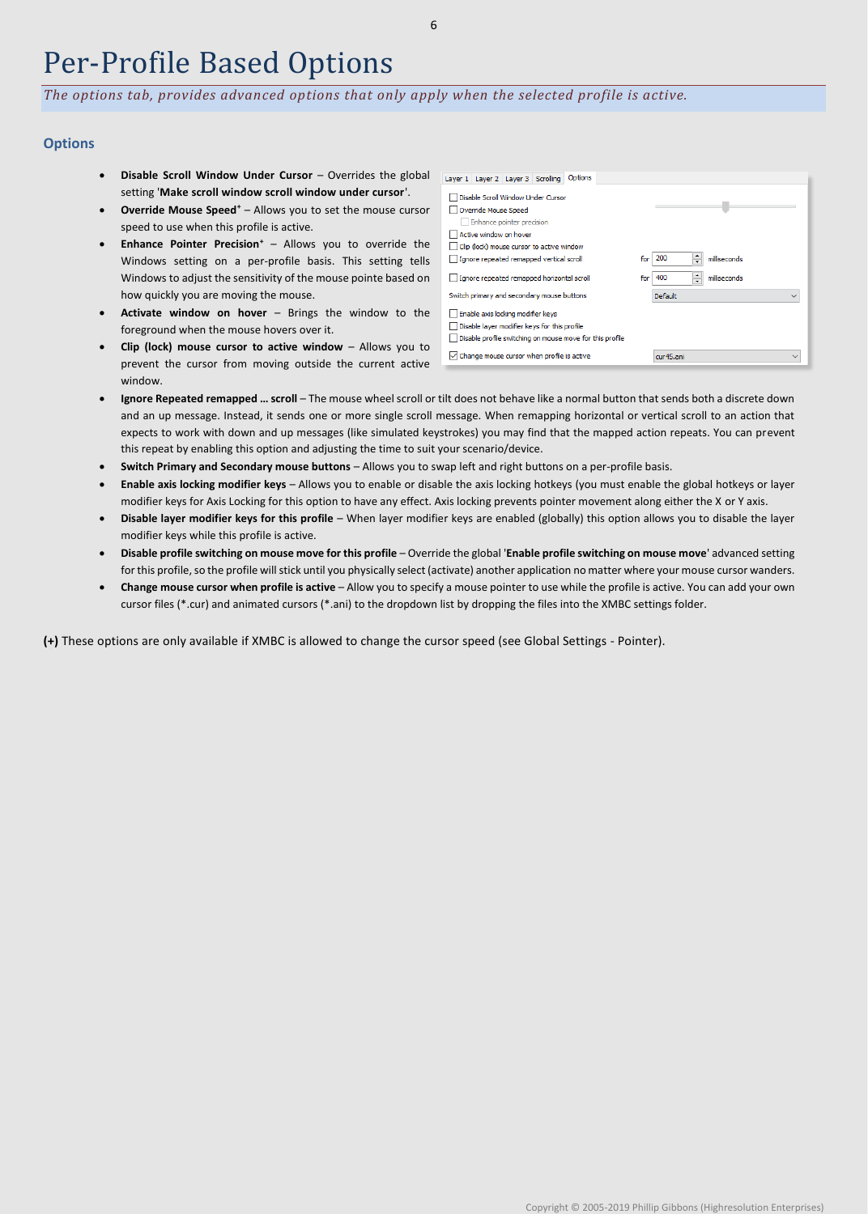# Per-Profile Based Options

*The options tab, provides advanced options that only apply when the selected profile is active.*

## Options

- **Disable Scroll Window Under Cursor** – Overrides the global setting '**Make scroll window scroll window under cursor**'.
- **Override Mouse Speed**+ – Allows you to set the mouse cursor speed to use when this profile is active.
- **Enhance Pointer Precision**+ – Allows you to override the Windows setting on a per-profile basis. This setting tells Windows to adjust the sensitivity of the mouse pointe based on how quickly you are moving the mouse.
- **Activate window on hover** – Brings the window to the foreground when the mouse hovers over it.
- **Clip (lock) mouse cursor to active window** – Allows you to prevent the cursor from moving outside the current active window.
- **Ignore Repeated remapped … scroll** – The mouse wheel scroll or tilt does not behave like a normal button that sends both a discrete down and an up message. Instead, it sends one or more single scroll message. When remapping horizontal or vertical scroll to an action that expects to work with down and up messages (like simulated keystrokes) you may find that the mapped action repeats. You can prevent this repeat by enabling this option and adjusting the time to suit your scenario/device.
- **Switch Primary and Secondary mouse buttons** – Allows you to swap left and right buttons on a per-profile basis.
- **Enable axis locking modifier keys** – Allows you to enable or disable the axis locking hotkeys (you must enable the global hotkeys or layer modifier keys for Axis Locking for this option to have any effect. Axis locking prevents pointer movement along either the X or Y axis.
- **Disable layer modifier keys for this profile** – When layer modifier keys are enabled (globally) this option allows you to disable the layer modifier keys while this profile is active.
- **Disable profile switching on mouse move for this profile** – Override the global '**Enable profile switching on mouse move**' advanced setting for this profile, so the profile will stick until you physically select (activate) another application no matter where your mouse cursor wanders.
- **Change mouse cursor when profile is active** – Allow you to specify a mouse pointer to use while the profile is active. You can add your own cursor files (*.cur) and animated cursors (*.ani) to the dropdown list by dropping the files into the XMBC settings folder.

**(+)** These options are only available if XMBC is allowed to change the cursor speed (see Global Settings - Pointer).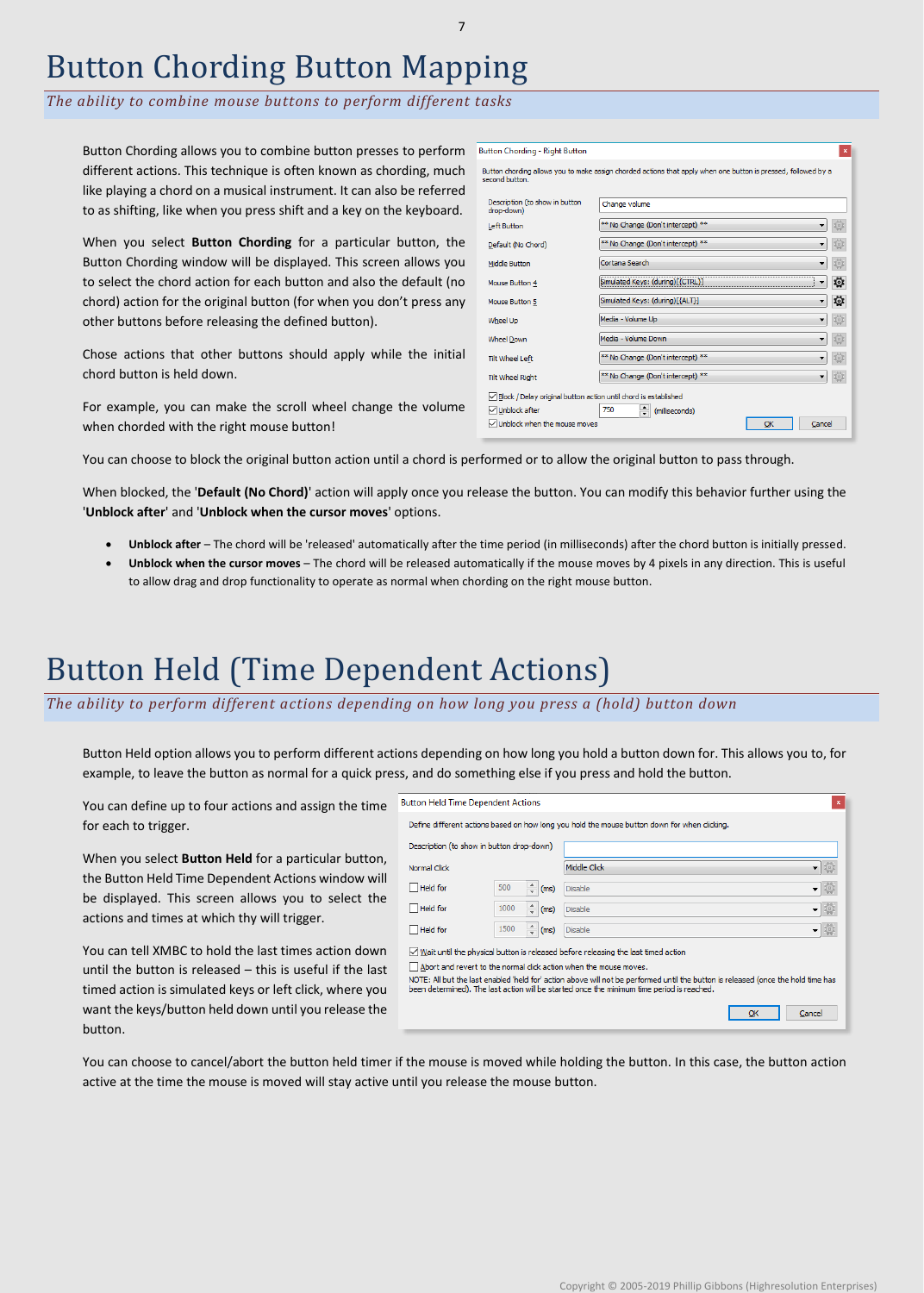# Button Chording Button Mapping

*The ability to combine mouse buttons to perform different tasks*

Button Chording allows you to combine button presses to perform different actions. This technique is often known as chording, much like playing a chord on a musical instrument. It can also be referred to as shifting, like when you press shift and a key on the keyboard.

When you select **Button Chording** for a particular button, the Button Chording window will be displayed. This screen allows you to select the chord action for each button and also the default (no chord) action for the original button (for when you don't press any other buttons before releasing the defined button).

Chose actions that other buttons should apply while the initial chord button is held down.

For example, you can make the scroll wheel change the volume when chorded with the right mouse button!

You can choose to block the original button action until a chord is performed or to allow the original button to pass through.

When blocked, the '**Default (No Chord)**' action will apply once you release the button. You can modify this behavior further using the '**Unblock after**' and '**Unblock when the cursor moves**' options.

- **Unblock after** – The chord will be 'released' automatically after the time period (in milliseconds) after the chord button is initially pressed.
- **Unblock when the cursor moves** – The chord will be released automatically if the mouse moves by 4 pixels in any direction. This is useful to allow drag and drop functionality to operate as normal when chording on the right mouse button.

# Button Held (Time Dependent Actions)

*The ability to perform different actions depending on how long you press a (hold) button down*

Button Held option allows you to perform different actions depending on how long you hold a button down for. This allows you to, for example, to leave the button as normal for a quick press, and do something else if you press and hold the button.

You can define up to four actions and assign the time for each to trigger.

When you select **Button Held** for a particular button, the Button Held Time Dependent Actions window will be displayed. This screen allows you to select the actions and times at which thy will trigger.

You can tell XMBC to hold the last times action down until the button is released – this is useful if the last timed action is simulated keys or left click, where you want the keys/button held down until you release the button.

You can choose to cancel/abort the button held timer if the mouse is moved while holding the button. In this case, the button action active at the time the mouse is moved will stay active until you release the mouse button.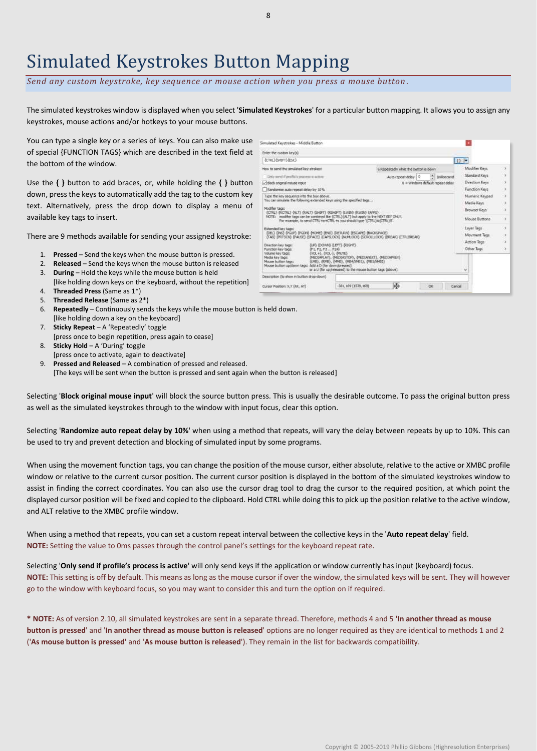# Simulated Keystrokes Button Mapping

*Send any custom keystroke, key sequence or mouse action when you press a mouse button.*

The simulated keystrokes window is displayed when you select '**Simulated Keystrokes**' for a particular button mapping. It allows you to assign any keystrokes, mouse actions and/or hotkeys to your mouse buttons.

You can type a single key or a series of keys. You can also make use of special {FUNCTION TAGS} which are described in the text field at the bottom of the window.

Use the **{ }** button to add braces, or, while holding the **{ }** button down, press the keys to automatically add the tag to the custom key text. Alternatively, press the drop down to display a menu of available key tags to insert.

There are 9 methods available for sending your assigned keystroke:

1. **Pressed** – Send the keys when the mouse button is pressed.
2. **Released** – Send the keys when the mouse button is released
3. **During** – Hold the keys while the mouse button is held
   [like holding down keys on the keyboard, without the repetition]
4. **Threaded Press** (Same as 1*)
5. **Threaded Release** (Same as 2*)
6. **Repeatedly** – Continuously sends the keys while the mouse button is held down.
   [like holding down a key on the keyboard]
7. **Sticky Repeat** – A 'Repeatedly' toggle
   [press once to begin repetition, press again to cease]
8. **Sticky Hold** – A 'During' toggle
   [press once to activate, again to deactivate]
9. **Pressed and Released** – A combination of pressed and released.
   [The keys will be sent when the button is pressed and sent again when the button is released]

Selecting '**Block original mouse input**' will block the source button press. This is usually the desirable outcome. To pass the original button press as well as the simulated keystrokes through to the window with input focus, clear this option.

Selecting '**Randomize auto repeat delay by 10%**' when using a method that repeats, will vary the delay between repeats by up to 10%. This can be used to try and prevent detection and blocking of simulated input by some programs.

When using the movement function tags, you can change the position of the mouse cursor, either absolute, relative to the active or XMBC profile window or relative to the current cursor position. The current cursor position is displayed in the bottom of the simulated keystrokes window to assist in finding the correct coordinates. You can also use the cursor drag tool to drag the cursor to the required position, at which point the displayed cursor position will be fixed and copied to the clipboard. Hold CTRL while doing this to pick up the position relative to the active window, and ALT relative to the XMBC profile window.

When using a method that repeats, you can set a custom repeat interval between the collective keys in the '**Auto repeat delay**' field.
**NOTE:** Setting the value to 0ms passes through the control panel's settings for the keyboard repeat rate.

Selecting '**Only send if profile's process is active**' will only send keys if the application or window currently has input (keyboard) focus.
**NOTE:** This setting is off by default. This means as long as the mouse cursor if over the window, the simulated keys will be sent. They will however go to the window with keyboard focus, so you may want to consider this and turn the option on if required.

* **NOTE:** As of version 2.10, all simulated keystrokes are sent in a separate thread. Therefore, methods 4 and 5 '**In another thread as mouse button is pressed**' and '**In another thread as mouse button is released**' options are no longer required as they are identical to methods 1 and 2 ('**As mouse button is pressed**' and '**As mouse button is released**'). They remain in the list for backwards compatibility.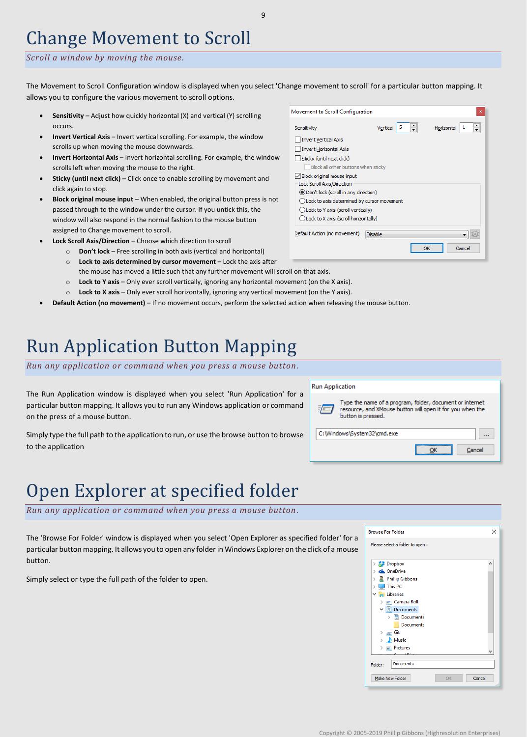# Change Movement to Scroll

*Scroll a window by moving the mouse.*

The Movement to Scroll Configuration window is displayed when you select 'Change movement to scroll' for a particular button mapping. It allows you to configure the various movement to scroll options.

- **Sensitivity** – Adjust how quickly horizontal (X) and vertical (Y) scrolling occurs.
- **Invert Vertical Axis** – Invert vertical scrolling. For example, the window scrolls up when moving the mouse downwards.
- **Invert Horizontal Axis** – Invert horizontal scrolling. For example, the window scrolls left when moving the mouse to the right.
- **Sticky (until next click)** – Click once to enable scrolling by movement and click again to stop.
- **Block original mouse input** – When enabled, the original button press is not passed through to the window under the cursor. If you untick this, the window will also respond in the normal fashion to the mouse button assigned to Change movement to scroll.
- **Lock Scroll Axis/Direction** – Choose which direction to scroll
  - **Don't lock** – Free scrolling in both axis (vertical and horizontal)
  - **Lock to axis determined by cursor movement** – Lock the axis after the mouse has moved a little such that any further movement will scroll on that axis.
  - **Lock to Y axis** – Only ever scroll vertically, ignoring any horizontal movement (on the X axis).
  - **Lock to X axis** – Only ever scroll horizontally, ignoring any vertical movement (on the Y axis).
- **Default Action (no movement)** – If no movement occurs, perform the selected action when releasing the mouse button.

# Run Application Button Mapping

*Run any application or command when you press a mouse button.*

The Run Application window is displayed when you select 'Run Application' for a particular button mapping. It allows you to run any Windows application or command on the press of a mouse button.

Simply type the full path to the application to run, or use the browse button to browse to the application

# Open Explorer at specified folder

*Run any application or command when you press a mouse button.*

The 'Browse For Folder' window is displayed when you select 'Open Explorer as specified folder' for a particular button mapping. It allows you to open any folder in Windows Explorer on the click of a mouse button.

Simply select or type the full path of the folder to open.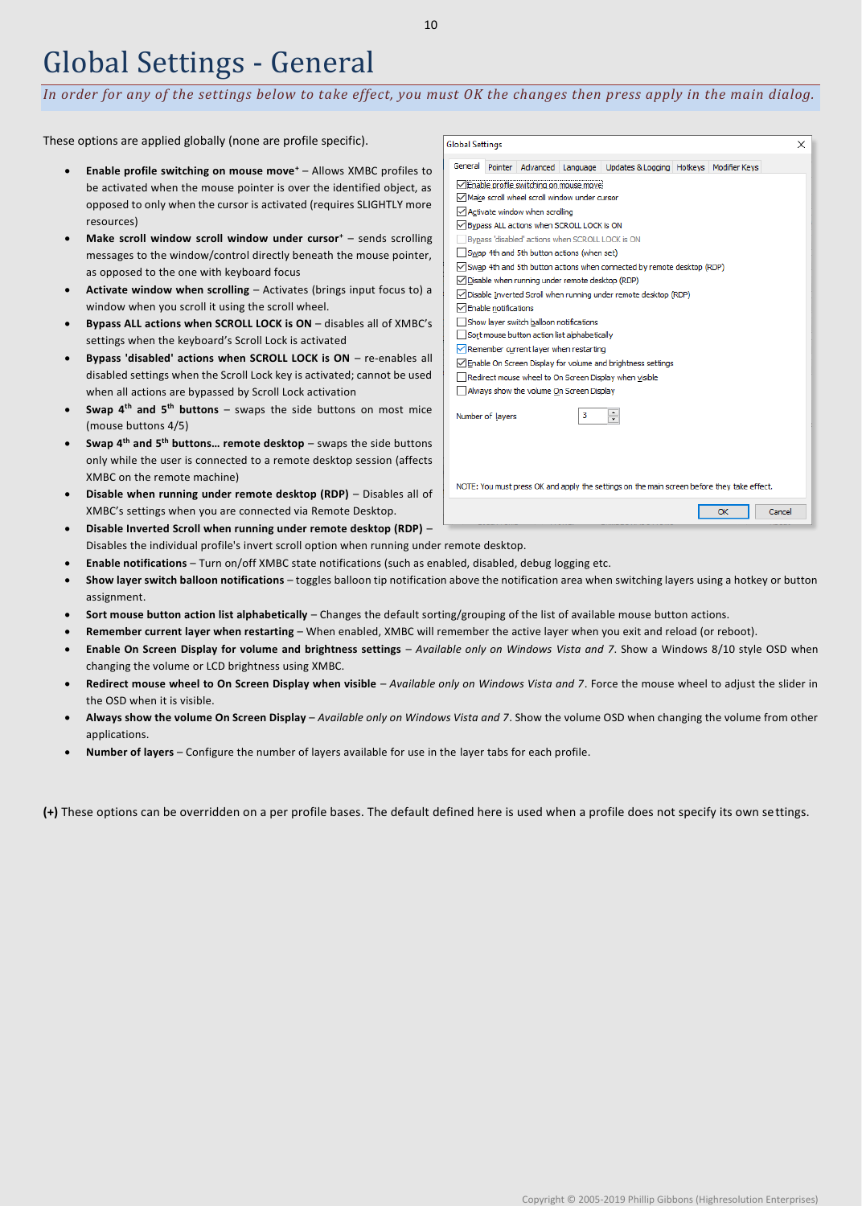# Global Settings - General

*In order for any of the settings below to take effect, you must OK the changes then press apply in the main dialog.*

These options are applied globally (none are profile specific).

- **Enable profile switching on mouse move⁺** – Allows XMBC profiles to be activated when the mouse pointer is over the identified object, as opposed to only when the cursor is activated (requires SLIGHTLY more resources)
- **Make scroll window scroll window under cursor⁺** – sends scrolling messages to the window/control directly beneath the mouse pointer, as opposed to the one with keyboard focus
- **Activate window when scrolling** – Activates (brings input focus to) a window when you scroll it using the scroll wheel.
- **Bypass ALL actions when SCROLL LOCK is ON** – disables all of XMBC's settings when the keyboard's Scroll Lock is activated
- **Bypass 'disabled' actions when SCROLL LOCK is ON** – re-enables all disabled settings when the Scroll Lock key is activated; cannot be used when all actions are bypassed by Scroll Lock activation
- **Swap 4th and 5th buttons** – swaps the side buttons on most mice (mouse buttons 4/5)
- **Swap 4th and 5th buttons… remote desktop** – swaps the side buttons only while the user is connected to a remote desktop session (affects XMBC on the remote machine)
- **Disable when running under remote desktop (RDP)** – Disables all of XMBC's settings when you are connected via Remote Desktop.
- **Disable Inverted Scroll when running under remote desktop (RDP)** – Disables the individual profile's invert scroll option when running under remote desktop.
- **Enable notifications** – Turn on/off XMBC state notifications (such as enabled, disabled, debug logging etc.
- **Show layer switch balloon notifications** – toggles balloon tip notification above the notification area when switching layers using a hotkey or button assignment.
- **Sort mouse button action list alphabetically** – Changes the default sorting/grouping of the list of available mouse button actions.
- **Remember current layer when restarting** – When enabled, XMBC will remember the active layer when you exit and reload (or reboot).
- **Enable On Screen Display for volume and brightness settings** – *Available only on Windows Vista and 7*. Show a Windows 8/10 style OSD when changing the volume or LCD brightness using XMBC.
- **Redirect mouse wheel to On Screen Display when visible** – *Available only on Windows Vista and 7*. Force the mouse wheel to adjust the slider in the OSD when it is visible.
- **Always show the volume On Screen Display** – *Available only on Windows Vista and 7*. Show the volume OSD when changing the volume from other applications.
- **Number of layers** – Configure the number of layers available for use in the layer tabs for each profile.

**(+)** These options can be overridden on a per profile bases. The default defined here is used when a profile does not specify its own settings.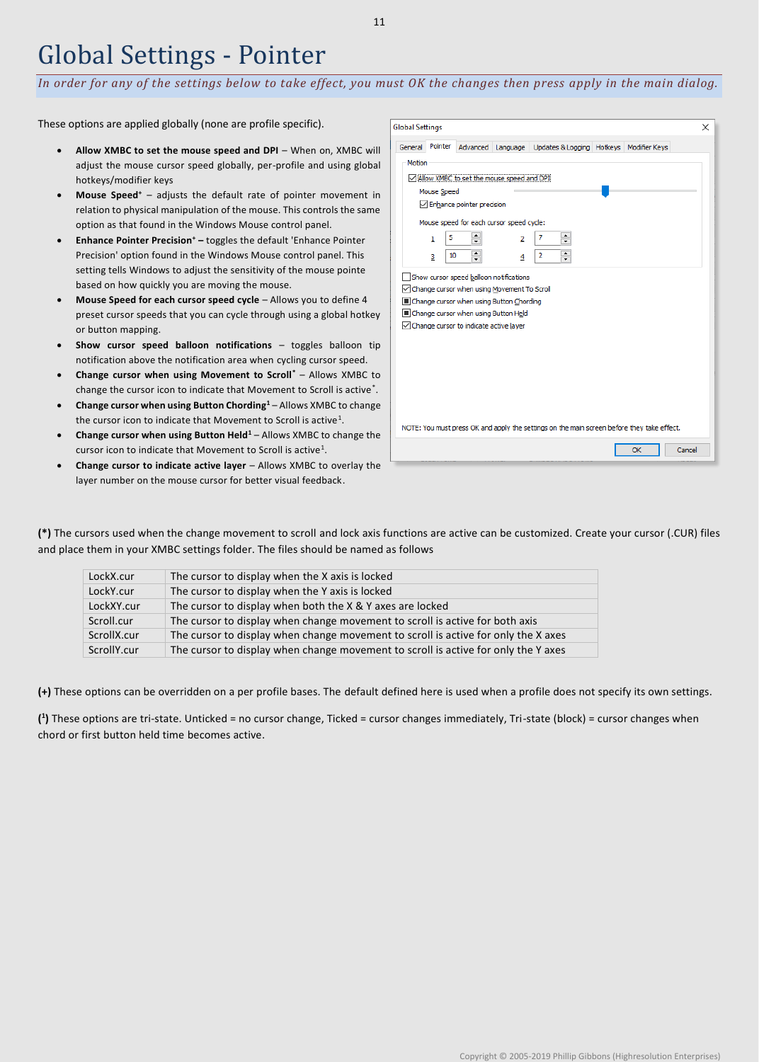# Global Settings - Pointer

*In order for any of the settings below to take effect, you must OK the changes then press apply in the main dialog.*

These options are applied globally (none are profile specific).

- **Allow XMBC to set the mouse speed and DPI** – When on, XMBC will adjust the mouse cursor speed globally, per-profile and using global hotkeys/modifier keys
- **Mouse Speed**+ – adjusts the default rate of pointer movement in relation to physical manipulation of the mouse. This controls the same option as that found in the Windows Mouse control panel.
- **Enhance Pointer Precision**+ **–** toggles the default 'Enhance Pointer Precision' option found in the Windows Mouse control panel. This setting tells Windows to adjust the sensitivity of the mouse pointe based on how quickly you are moving the mouse.
- **Mouse Speed for each cursor speed cycle** – Allows you to define 4 preset cursor speeds that you can cycle through using a global hotkey or button mapping.
- **Show cursor speed balloon notifications** – toggles balloon tip notification above the notification area when cycling cursor speed.
- **Change cursor when using Movement to Scroll**\* – Allows XMBC to change the cursor icon to indicate that Movement to Scroll is active\*.
- **Change cursor when using Button Chording**[1] – Allows XMBC to change the cursor icon to indicate that Movement to Scroll is active[1].
- **Change cursor when using Button Held**[1] – Allows XMBC to change the cursor icon to indicate that Movement to Scroll is active[1].
- **Change cursor to indicate active layer** – Allows XMBC to overlay the layer number on the mouse cursor for better visual feedback.

**(\*)** The cursors used when the change movement to scroll and lock axis functions are active can be customized. Create your cursor (.CUR) files and place them in your XMBC settings folder. The files should be named as follows

| | |
|---|---|
| LockX.cur | The cursor to display when the X axis is locked |
| LockY.cur | The cursor to display when the Y axis is locked |
| LockXY.cur | The cursor to display when both the X & Y axes are locked |
| Scroll.cur | The cursor to display when change movement to scroll is active for both axis |
| ScrollX.cur | The cursor to display when change movement to scroll is active for only the X axes |
| ScrollY.cur | The cursor to display when change movement to scroll is active for only the Y axes |

**(+)** These options can be overridden on a per profile bases. The default defined here is used when a profile does not specify its own settings.

**([1])** These options are tri-state. Unticked = no cursor change, Ticked = cursor changes immediately, Tri-state (block) = cursor changes when chord or first button held time becomes active.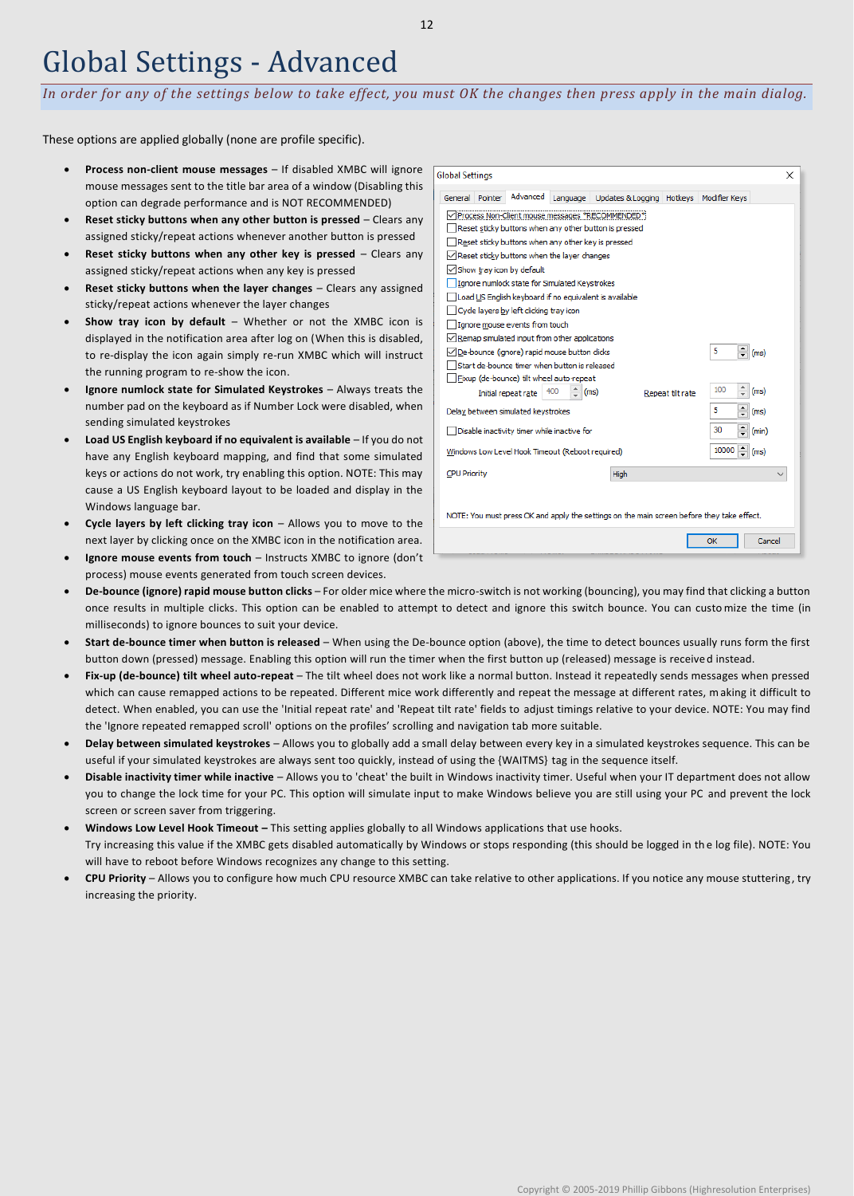# Global Settings - Advanced

*In order for any of the settings below to take effect, you must OK the changes then press apply in the main dialog.*

These options are applied globally (none are profile specific).

- **Process non-client mouse messages** – If disabled XMBC will ignore mouse messages sent to the title bar area of a window (Disabling this option can degrade performance and is NOT RECOMMENDED)
- **Reset sticky buttons when any other button is pressed** – Clears any assigned sticky/repeat actions whenever another button is pressed
- **Reset sticky buttons when any other key is pressed** – Clears any assigned sticky/repeat actions when any key is pressed
- **Reset sticky buttons when the layer changes** – Clears any assigned sticky/repeat actions whenever the layer changes
- **Show tray icon by default** – Whether or not the XMBC icon is displayed in the notification area after log on (When this is disabled, to re-display the icon again simply re-run XMBC which will instruct the running program to re-show the icon.
- **Ignore numlock state for Simulated Keystrokes** – Always treats the number pad on the keyboard as if Number Lock were disabled, when sending simulated keystrokes
- **Load US English keyboard if no equivalent is available** – If you do not have any English keyboard mapping, and find that some simulated keys or actions do not work, try enabling this option. NOTE: This may cause a US English keyboard layout to be loaded and display in the Windows language bar.
- **Cycle layers by left clicking tray icon** – Allows you to move to the next layer by clicking once on the XMBC icon in the notification area.
- **Ignore mouse events from touch** – Instructs XMBC to ignore (don't process) mouse events generated from touch screen devices.
- **De-bounce (ignore) rapid mouse button clicks** – For older mice where the micro-switch is not working (bouncing), you may find that clicking a button once results in multiple clicks. This option can be enabled to attempt to detect and ignore this switch bounce. You can customize the time (in milliseconds) to ignore bounces to suit your device.
- **Start de-bounce timer when button is released** – When using the De-bounce option (above), the time to detect bounces usually runs form the first button down (pressed) message. Enabling this option will run the timer when the first button up (released) message is received instead.
- **Fix-up (de-bounce) tilt wheel auto-repeat** – The tilt wheel does not work like a normal button. Instead it repeatedly sends messages when pressed which can cause remapped actions to be repeated. Different mice work differently and repeat the message at different rates, making it difficult to detect. When enabled, you can use the 'Initial repeat rate' and 'Repeat tilt rate' fields to adjust timings relative to your device. NOTE: You may find the 'Ignore repeated remapped scroll' options on the profiles' scrolling and navigation tab more suitable.
- **Delay between simulated keystrokes** – Allows you to globally add a small delay between every key in a simulated keystrokes sequence. This can be useful if your simulated keystrokes are always sent too quickly, instead of using the {WAITMS} tag in the sequence itself.
- **Disable inactivity timer while inactive** – Allows you to 'cheat' the built in Windows inactivity timer. Useful when your IT department does not allow you to change the lock time for your PC. This option will simulate input to make Windows believe you are still using your PC and prevent the lock screen or screen saver from triggering.
- **Windows Low Level Hook Timeout –** This setting applies globally to all Windows applications that use hooks.
  Try increasing this value if the XMBC gets disabled automatically by Windows or stops responding (this should be logged in the log file). NOTE: You will have to reboot before Windows recognizes any change to this setting.
- **CPU Priority** – Allows you to configure how much CPU resource XMBC can take relative to other applications. If you notice any mouse stuttering, try increasing the priority.

Global Settings

General | Pointer | Advanced | Language | Updates & Logging | Hotkeys | Modifier Keys

- [x] Process Non-Client mouse messages *RECOMMENDED*
- [ ] Reset sticky buttons when any other button is pressed
- [ ] Reset sticky buttons when any other key is pressed
- [x] Reset sticky buttons when the layer changes
- [x] Show tray icon by default
- [ ] Ignore numlock state for Simulated Keystrokes
- [ ] Load US English keyboard if no equivalent is available
- [ ] Cycle layers by left clicking tray icon
- [ ] Ignore mouse events from touch
- [x] Remap simulated input from other applications
- [x] De-bounce (ignore) rapid mouse button clicks — 5 (ms)
- [ ] Start de-bounce timer when button is released
- [ ] Fixup (de-bounce) tilt wheel auto-repeat

Initial repeat rate 400 (ms) — Repeat tilt rate 100 (ms)

Delay between simulated keystrokes 5 (ms)

- [ ] Disable inactivity timer while inactive for 30 (min)

Windows Low Level Hook Timeout (Reboot required) 10000 (ms)

CPU Priority: High

NOTE: You must press OK and apply the settings on the main screen before they take effect.

OK | Cancel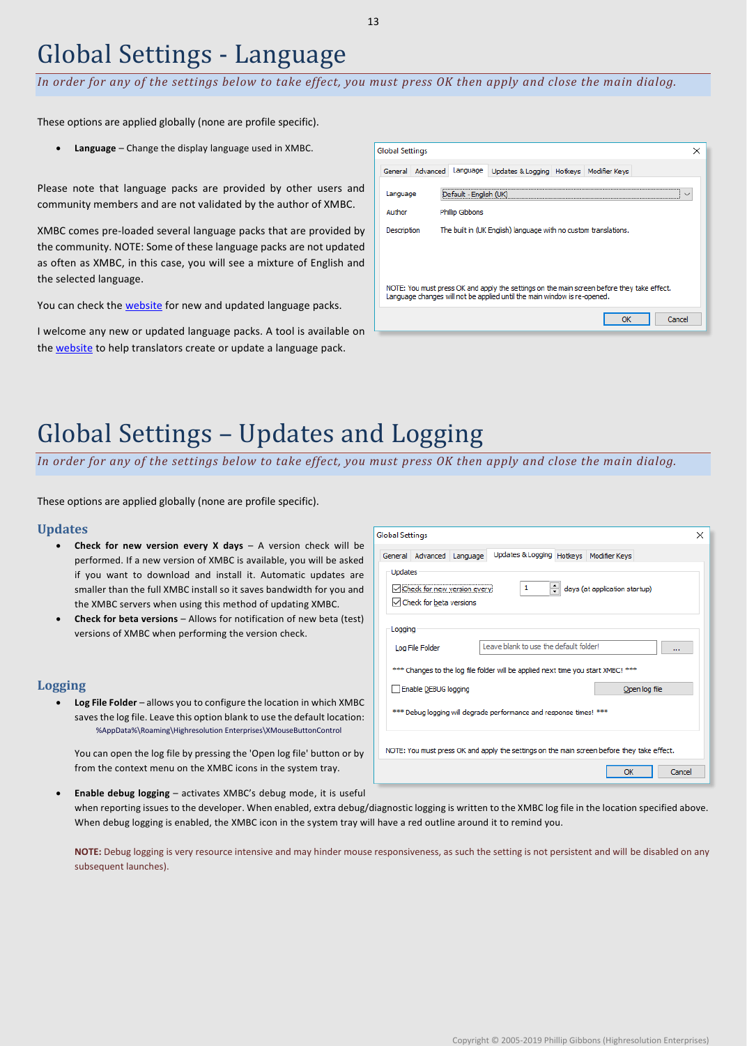# Global Settings - Language

*In order for any of the settings below to take effect, you must press OK then apply and close the main dialog.*

These options are applied globally (none are profile specific).

- **Language** – Change the display language used in XMBC.

Please note that language packs are provided by other users and community members and are not validated by the author of XMBC.

XMBC comes pre-loaded several language packs that are provided by the community. NOTE: Some of these language packs are not updated as often as XMBC, in this case, you will see a mixture of English and the selected language.

You can check the website for new and updated language packs.

I welcome any new or updated language packs. A tool is available on the website to help translators create or update a language pack.

# Global Settings – Updates and Logging

*In order for any of the settings below to take effect, you must press OK then apply and close the main dialog.*

These options are applied globally (none are profile specific).

## Updates

- **Check for new version every X days** – A version check will be performed. If a new version of XMBC is available, you will be asked if you want to download and install it. Automatic updates are smaller than the full XMBC install so it saves bandwidth for you and the XMBC servers when using this method of updating XMBC.
- **Check for beta versions** – Allows for notification of new beta (test) versions of XMBC when performing the version check.

## Logging

- **Log File Folder** – allows you to configure the location in which XMBC saves the log file. Leave this option blank to use the default location: %AppData%\Roaming\Highresolution Enterprises\XMouseButtonControl

  You can open the log file by pressing the 'Open log file' button or by from the context menu on the XMBC icons in the system tray.

- **Enable debug logging** – activates XMBC's debug mode, it is useful when reporting issues to the developer. When enabled, extra debug/diagnostic logging is written to the XMBC log file in the location specified above. When debug logging is enabled, the XMBC icon in the system tray will have a red outline around it to remind you.

  **NOTE:** Debug logging is very resource intensive and may hinder mouse responsiveness, as such the setting is not persistent and will be disabled on any subsequent launches).

Copyright © 2005-2019 Phillip Gibbons (Highresolution Enterprises)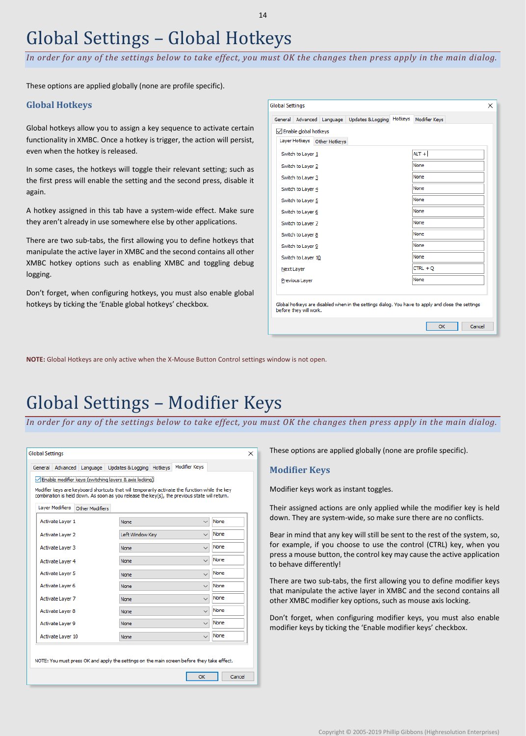# Global Settings – Global Hotkeys

*In order for any of the settings below to take effect, you must OK the changes then press apply in the main dialog.*

These options are applied globally (none are profile specific).

## Global Hotkeys

Global hotkeys allow you to assign a key sequence to activate certain functionality in XMBC. Once a hotkey is trigger, the action will persist, even when the hotkey is released.

In some cases, the hotkeys will toggle their relevant setting; such as the first press will enable the setting and the second press, disable it again.

A hotkey assigned in this tab have a system-wide effect. Make sure they aren't already in use somewhere else by other applications.

There are two sub-tabs, the first allowing you to define hotkeys that manipulate the active layer in XMBC and the second contains all other XMBC hotkey options such as enabling XMBC and toggling debug logging.

Don't forget, when configuring hotkeys, you must also enable global hotkeys by ticking the 'Enable global hotkeys' checkbox.

**NOTE:** Global Hotkeys are only active when the X-Mouse Button Control settings window is not open.

# Global Settings – Modifier Keys

*In order for any of the settings below to take effect, you must OK the changes then press apply in the main dialog.*

These options are applied globally (none are profile specific).

## Modifier Keys

Modifier keys work as instant toggles.

Their assigned actions are only applied while the modifier key is held down. They are system-wide, so make sure there are no conflicts.

Bear in mind that any key will still be sent to the rest of the system, so, for example, if you choose to use the control (CTRL) key, when you press a mouse button, the control key may cause the active application to behave differently!

There are two sub-tabs, the first allowing you to define modifier keys that manipulate the active layer in XMBC and the second contains all other XMBC modifier key options, such as mouse axis locking.

Don't forget, when configuring modifier keys, you must also enable modifier keys by ticking the 'Enable modifier keys' checkbox.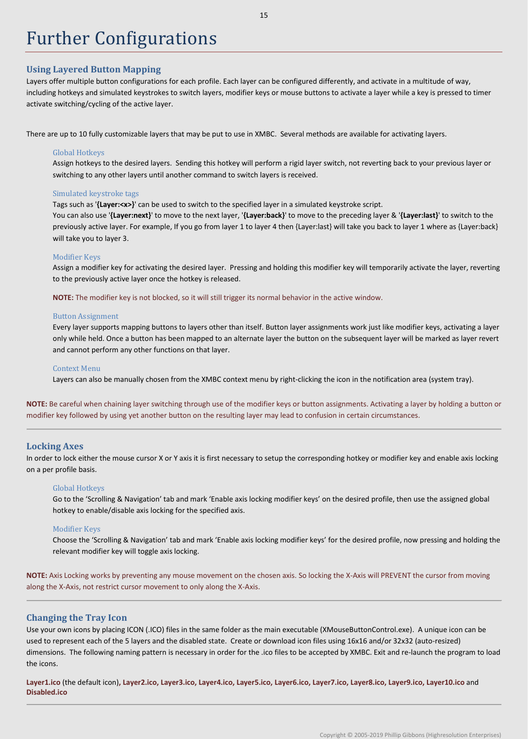# Further Configurations

## Using Layered Button Mapping

Layers offer multiple button configurations for each profile. Each layer can be configured differently, and activate in a multitude of way, including hotkeys and simulated keystrokes to switch layers, modifier keys or mouse buttons to activate a layer while a key is pressed to timer activate switching/cycling of the active layer.

There are up to 10 fully customizable layers that may be put to use in XMBC. Several methods are available for activating layers.

### Global Hotkeys

Assign hotkeys to the desired layers. Sending this hotkey will perform a rigid layer switch, not reverting back to your previous layer or switching to any other layers until another command to switch layers is received.

### Simulated keystroke tags

Tags such as '**{Layer:<x>}**' can be used to switch to the specified layer in a simulated keystroke script.
You can also use '**{Layer:next}**' to move to the next layer, '**{Layer:back}**' to move to the preceding layer & '**{Layer:last}**' to switch to the previously active layer. For example, If you go from layer 1 to layer 4 then {Layer:last} will take you back to layer 1 where as {Layer:back} will take you to layer 3.

### Modifier Keys

Assign a modifier key for activating the desired layer. Pressing and holding this modifier key will temporarily activate the layer, reverting to the previously active layer once the hotkey is released.

**NOTE:** The modifier key is not blocked, so it will still trigger its normal behavior in the active window.

### Button Assignment

Every layer supports mapping buttons to layers other than itself. Button layer assignments work just like modifier keys, activating a layer only while held. Once a button has been mapped to an alternate layer the button on the subsequent layer will be marked as layer revert and cannot perform any other functions on that layer.

### Context Menu

Layers can also be manually chosen from the XMBC context menu by right-clicking the icon in the notification area (system tray).

**NOTE:** Be careful when chaining layer switching through use of the modifier keys or button assignments. Activating a layer by holding a button or modifier key followed by using yet another button on the resulting layer may lead to confusion in certain circumstances.

---

## Locking Axes

In order to lock either the mouse cursor X or Y axis it is first necessary to setup the corresponding hotkey or modifier key and enable axis locking on a per profile basis.

### Global Hotkeys

Go to the 'Scrolling & Navigation' tab and mark 'Enable axis locking modifier keys' on the desired profile, then use the assigned global hotkey to enable/disable axis locking for the specified axis.

### Modifier Keys

Choose the 'Scrolling & Navigation' tab and mark 'Enable axis locking modifier keys' for the desired profile, now pressing and holding the relevant modifier key will toggle axis locking.

**NOTE:** Axis Locking works by preventing any mouse movement on the chosen axis. So locking the X-Axis will PREVENT the cursor from moving along the X-Axis, not restrict cursor movement to only along the X-Axis.

---

## Changing the Tray Icon

Use your own icons by placing ICON (.ICO) files in the same folder as the main executable (XMouseButtonControl.exe). A unique icon can be used to represent each of the 5 layers and the disabled state. Create or download icon files using 16x16 and/or 32x32 (auto-resized) dimensions. The following naming pattern is necessary in order for the .ico files to be accepted by XMBC. Exit and re-launch the program to load the icons.

**Layer1.ico** (the default icon)**, Layer2.ico, Layer3.ico, Layer4.ico, Layer5.ico, Layer6.ico, Layer7.ico, Layer8.ico, Layer9.ico, Layer10.ico** and **Disabled.ico**